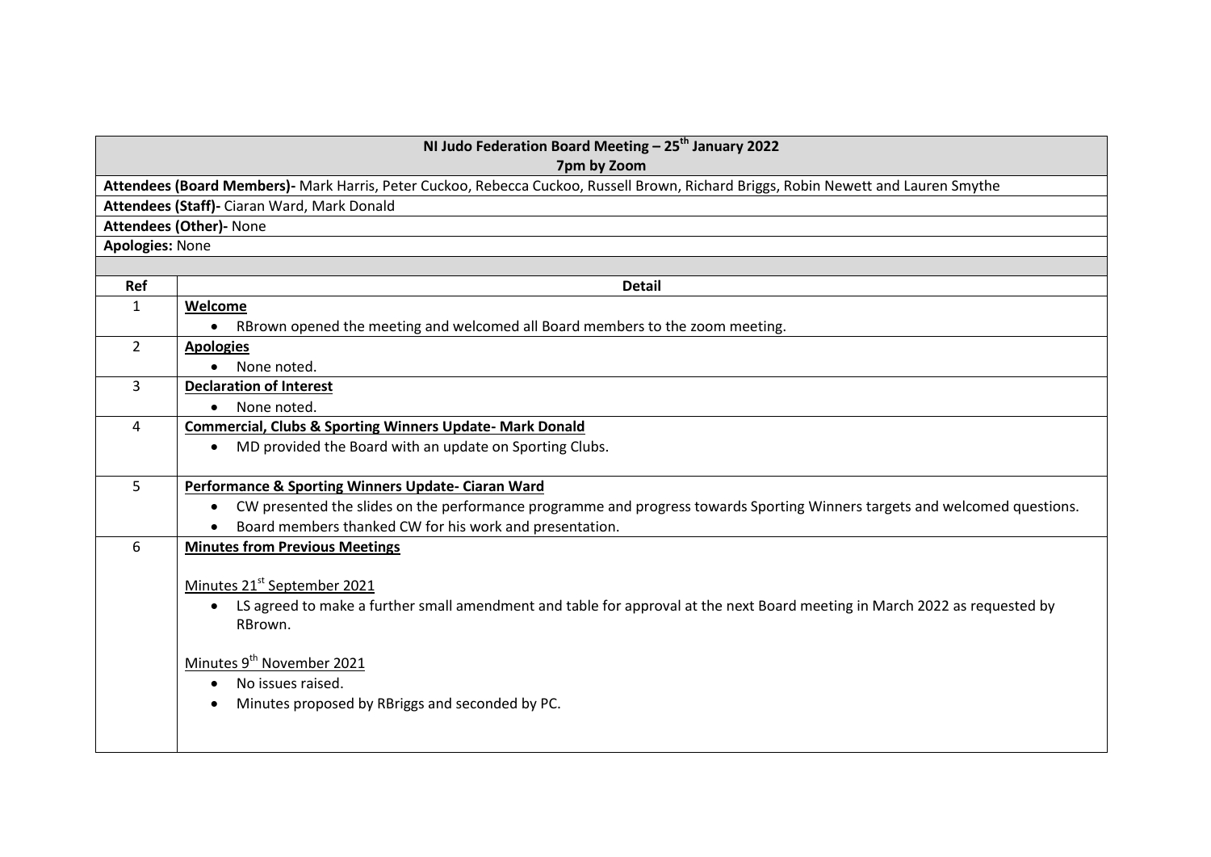| NI Judo Federation Board Meeting – 25th January 2022<br>7pm by Zoom | |
|---|---|
| **Attendees (Board Members)-** Mark Harris, Peter Cuckoo, Rebecca Cuckoo, Russell Brown, Richard Briggs, Robin Newett and Lauren Smythe | |
| **Attendees (Staff)-** Ciaran Ward, Mark Donald | |
| **Attendees (Other)-** None | |
| **Apologies:** None | |
| | |
| **Ref** | **Detail** |
| 1 | **Welcome**<br>• RBrown opened the meeting and welcomed all Board members to the zoom meeting. |
| 2 | **Apologies**<br>• None noted. |
| 3 | **Declaration of Interest**<br>• None noted. |
| 4 | **Commercial, Clubs & Sporting Winners Update- Mark Donald**<br>• MD provided the Board with an update on Sporting Clubs. |
| 5 | **Performance & Sporting Winners Update- Ciaran Ward**<br>• CW presented the slides on the performance programme and progress towards Sporting Winners targets and welcomed questions.<br>• Board members thanked CW for his work and presentation. |
| 6 | **Minutes from Previous Meetings**<br><br>Minutes 21st September 2021<br>• LS agreed to make a further small amendment and table for approval at the next Board meeting in March 2022 as requested by RBrown.<br><br>Minutes 9th November 2021<br>• No issues raised.<br>• Minutes proposed by RBriggs and seconded by PC. |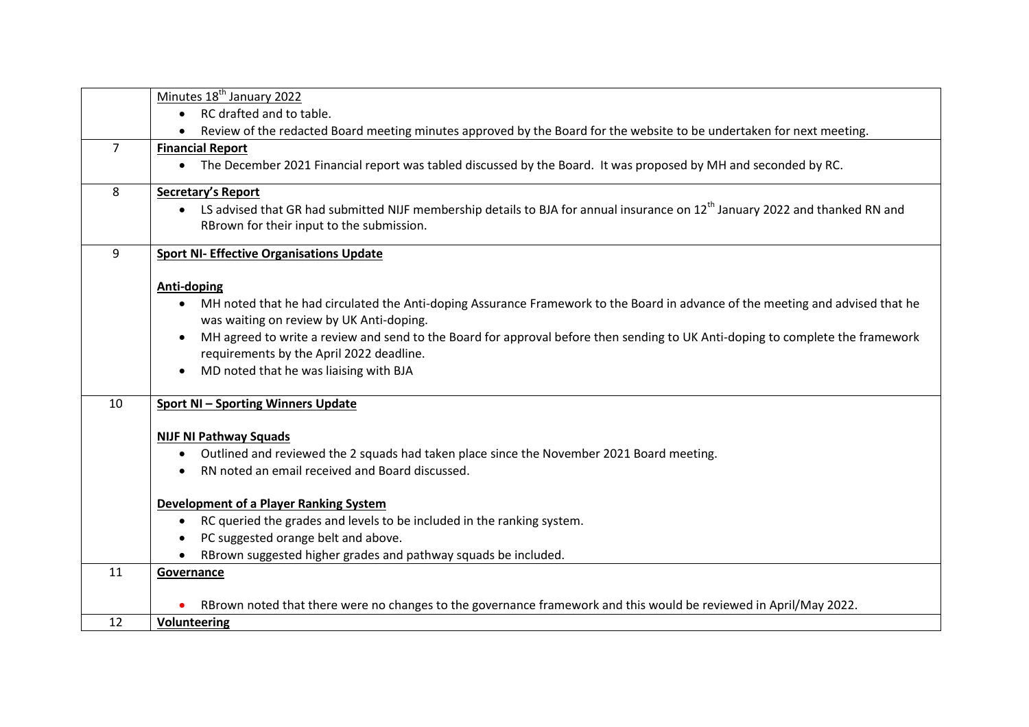| | |
|---|---|
| | <u>Minutes 18th January 2022</u><br>• RC drafted and to table.<br>• Review of the redacted Board meeting minutes approved by the Board for the website to be undertaken for next meeting. |
| 7 | **<u>Financial Report</u>**<br>• The December 2021 Financial report was tabled discussed by the Board. It was proposed by MH and seconded by RC. |
| 8 | **<u>Secretary's Report</u>**<br>• LS advised that GR had submitted NIJF membership details to BJA for annual insurance on 12th January 2022 and thanked RN and RBrown for their input to the submission. |
| 9 | **<u>Sport NI- Effective Organisations Update</u>**<br><br>**<u>Anti-doping</u>**<br>• MH noted that he had circulated the Anti-doping Assurance Framework to the Board in advance of the meeting and advised that he was waiting on review by UK Anti-doping.<br>• MH agreed to write a review and send to the Board for approval before then sending to UK Anti-doping to complete the framework requirements by the April 2022 deadline.<br>• MD noted that he was liaising with BJA |
| 10 | **<u>Sport NI – Sporting Winners Update</u>**<br><br>**<u>NIJF NI Pathway Squads</u>**<br>• Outlined and reviewed the 2 squads had taken place since the November 2021 Board meeting.<br>• RN noted an email received and Board discussed.<br><br>**<u>Development of a Player Ranking System</u>**<br>• RC queried the grades and levels to be included in the ranking system.<br>• PC suggested orange belt and above.<br>• RBrown suggested higher grades and pathway squads be included. |
| 11 | **<u>Governance</u>**<br><br>• RBrown noted that there were no changes to the governance framework and this would be reviewed in April/May 2022. |
| 12 | **<u>Volunteering</u>** |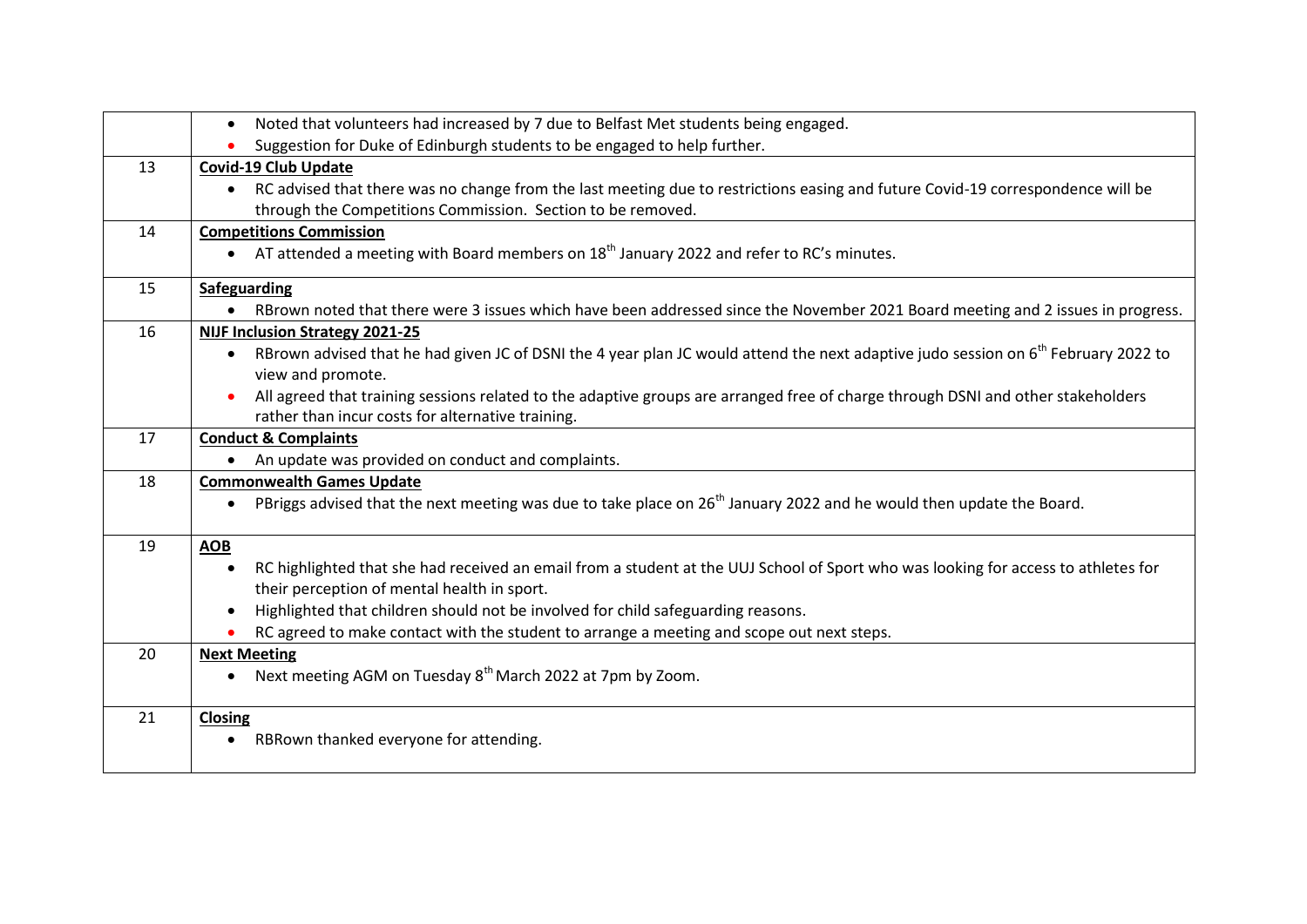| | |
|---|---|
| | • Noted that volunteers had increased by 7 due to Belfast Met students being engaged.<br>• Suggestion for Duke of Edinburgh students to be engaged to help further. |
| 13 | **Covid-19 Club Update**<br>• RC advised that there was no change from the last meeting due to restrictions easing and future Covid-19 correspondence will be through the Competitions Commission. Section to be removed. |
| 14 | **Competitions Commission**<br>• AT attended a meeting with Board members on 18th January 2022 and refer to RC's minutes. |
| 15 | **Safeguarding**<br>• RBrown noted that there were 3 issues which have been addressed since the November 2021 Board meeting and 2 issues in progress. |
| 16 | **NIJF Inclusion Strategy 2021-25**<br>• RBrown advised that he had given JC of DSNI the 4 year plan JC would attend the next adaptive judo session on 6th February 2022 to view and promote.<br>• All agreed that training sessions related to the adaptive groups are arranged free of charge through DSNI and other stakeholders rather than incur costs for alternative training. |
| 17 | **Conduct & Complaints**<br>• An update was provided on conduct and complaints. |
| 18 | **Commonwealth Games Update**<br>• PBriggs advised that the next meeting was due to take place on 26th January 2022 and he would then update the Board. |
| 19 | **AOB**<br>• RC highlighted that she had received an email from a student at the UUJ School of Sport who was looking for access to athletes for their perception of mental health in sport.<br>• Highlighted that children should not be involved for child safeguarding reasons.<br>• RC agreed to make contact with the student to arrange a meeting and scope out next steps. |
| 20 | **Next Meeting**<br>• Next meeting AGM on Tuesday 8th March 2022 at 7pm by Zoom. |
| 21 | **Closing**<br>• RBRown thanked everyone for attending. |